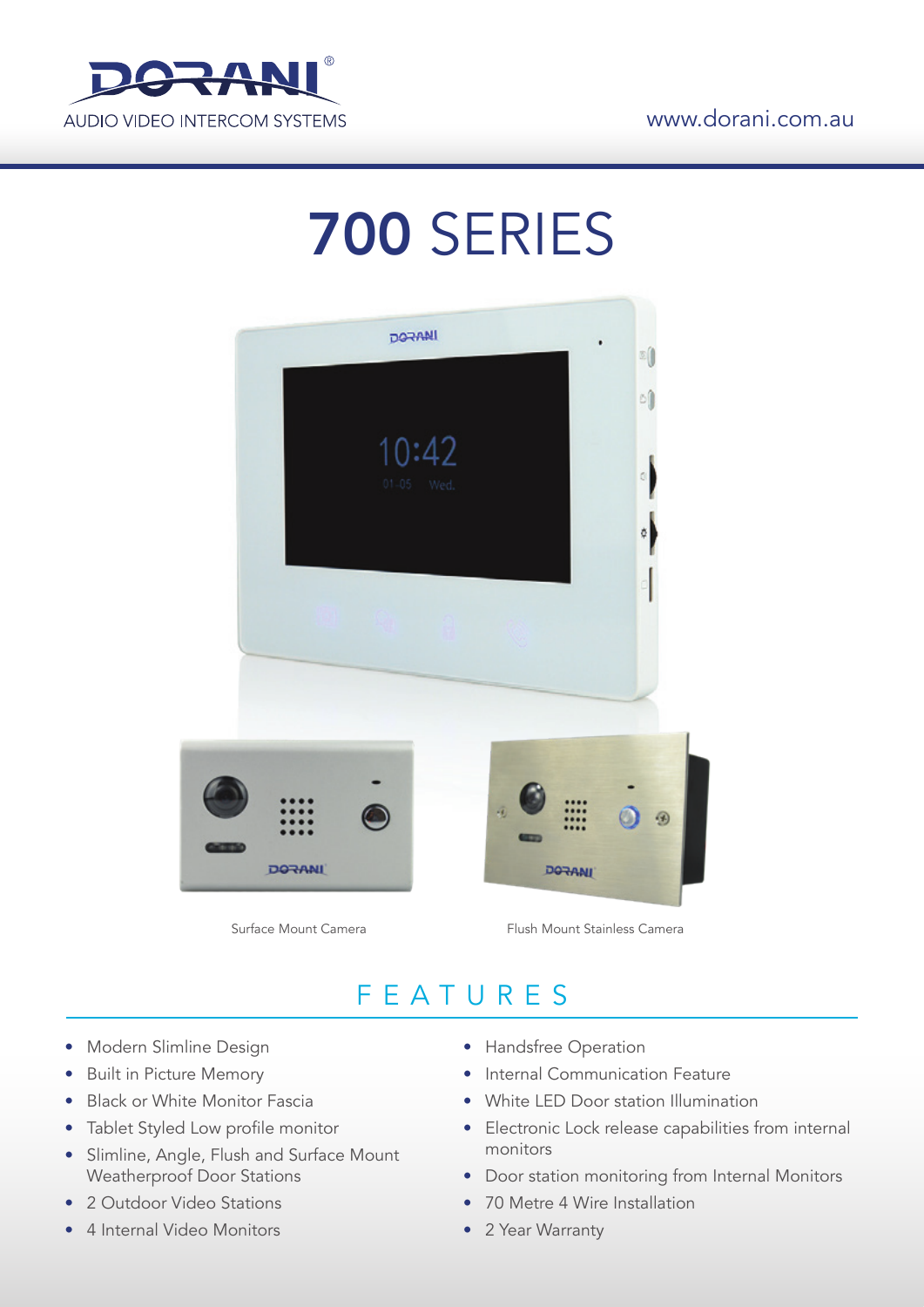DORANI®
AUDIO VIDEO INTERCOM SYSTEMS

www.dorani.com.au

# 700 SERIES

Surface Mount Camera

Flush Mount Stainless Camera

## FEATURES

- Modern Slimline Design
- Built in Picture Memory
- Black or White Monitor Fascia
- Tablet Styled Low profile monitor
- Slimline, Angle, Flush and Surface Mount Weatherproof Door Stations
- 2 Outdoor Video Stations
- 4 Internal Video Monitors
- Handsfree Operation
- Internal Communication Feature
- White LED Door station Illumination
- Electronic Lock release capabilities from internal monitors
- Door station monitoring from Internal Monitors
- 70 Metre 4 Wire Installation
- 2 Year Warranty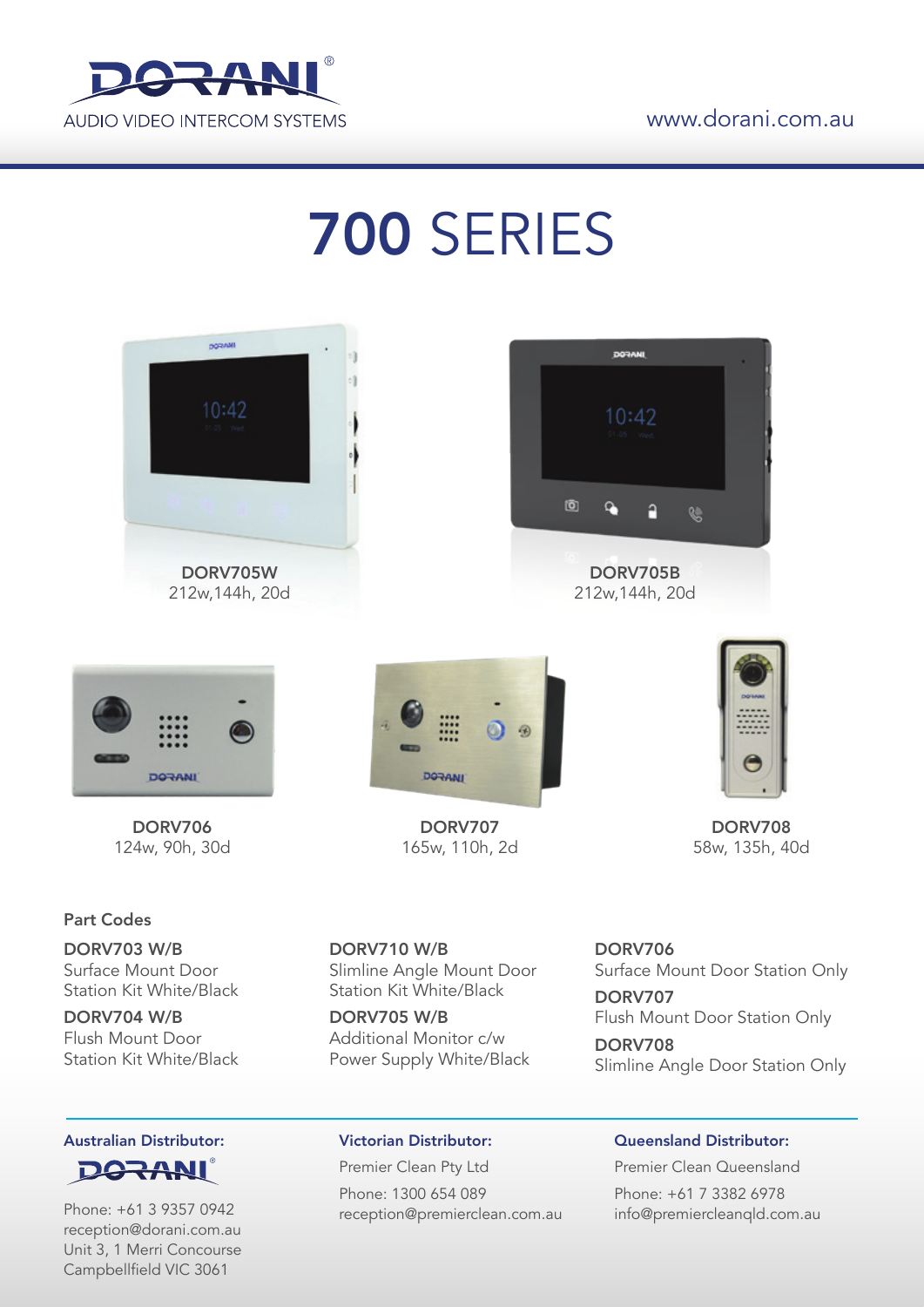DORANI®

AUDIO VIDEO INTERCOM SYSTEMS

www.dorani.com.au

# 700 SERIES

**DORV705W**
212w,144h, 20d

**DORV705B**
212w,144h, 20d

**DORV706**
124w, 90h, 30d

**DORV707**
165w, 110h, 2d

**DORV708**
58w, 135h, 40d

## Part Codes

**DORV703 W/B**
Surface Mount Door Station Kit White/Black

**DORV704 W/B**
Flush Mount Door Station Kit White/Black

**DORV710 W/B**
Slimline Angle Mount Door Station Kit White/Black

**DORV705 W/B**
Additional Monitor c/w Power Supply White/Black

**DORV706**
Surface Mount Door Station Only

**DORV707**
Flush Mount Door Station Only

**DORV708**
Slimline Angle Door Station Only

**Australian Distributor:**

DORANI®

Phone: +61 3 9357 0942
reception@dorani.com.au
Unit 3, 1 Merri Concourse
Campbellfield VIC 3061

**Victorian Distributor:**

Premier Clean Pty Ltd
Phone: 1300 654 089
reception@premierclean.com.au

**Queensland Distributor:**

Premier Clean Queensland
Phone: +61 7 3382 6978
info@premiercleanqld.com.au